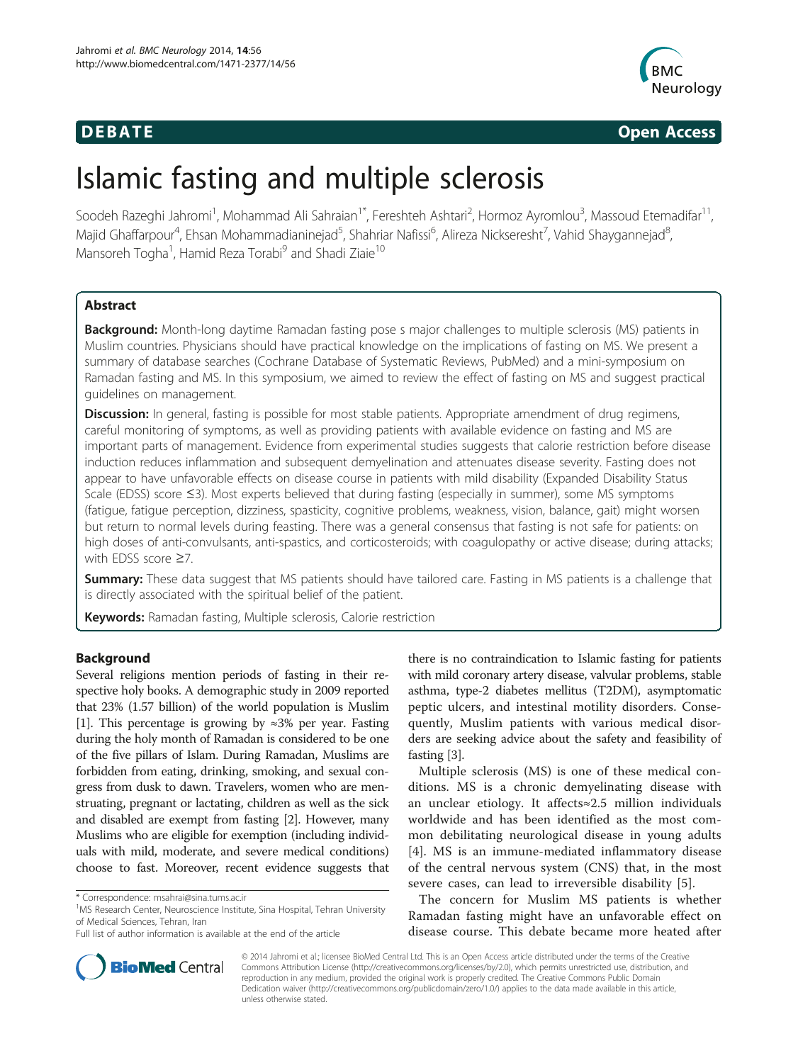**DEBATE** **Open Access**

# Islamic fasting and multiple sclerosis

Soodeh Razeghi Jahromi[1], Mohammad Ali Sahraian[1*], Fereshteh Ashtari[2], Hormoz Ayromlou[3], Massoud Etemadifar[11], Majid Ghaffarpour[4], Ehsan Mohammadianinejad[5], Shahriar Nafissi[6], Alireza Nickseresht[7], Vahid Shaygannejad[8], Mansoreh Togha[1], Hamid Reza Torabi[9] and Shadi Ziaie[10]

## Abstract

**Background:** Month-long daytime Ramadan fasting pose s major challenges to multiple sclerosis (MS) patients in Muslim countries. Physicians should have practical knowledge on the implications of fasting on MS. We present a summary of database searches (Cochrane Database of Systematic Reviews, PubMed) and a mini-symposium on Ramadan fasting and MS. In this symposium, we aimed to review the effect of fasting on MS and suggest practical guidelines on management.

**Discussion:** In general, fasting is possible for most stable patients. Appropriate amendment of drug regimens, careful monitoring of symptoms, as well as providing patients with available evidence on fasting and MS are important parts of management. Evidence from experimental studies suggests that calorie restriction before disease induction reduces inflammation and subsequent demyelination and attenuates disease severity. Fasting does not appear to have unfavorable effects on disease course in patients with mild disability (Expanded Disability Status Scale (EDSS) score ≤3). Most experts believed that during fasting (especially in summer), some MS symptoms (fatigue, fatigue perception, dizziness, spasticity, cognitive problems, weakness, vision, balance, gait) might worsen but return to normal levels during feasting. There was a general consensus that fasting is not safe for patients: on high doses of anti-convulsants, anti-spastics, and corticosteroids; with coagulopathy or active disease; during attacks; with EDSS score ≥7.

**Summary:** These data suggest that MS patients should have tailored care. Fasting in MS patients is a challenge that is directly associated with the spiritual belief of the patient.

**Keywords:** Ramadan fasting, Multiple sclerosis, Calorie restriction

## Background

Several religions mention periods of fasting in their respective holy books. A demographic study in 2009 reported that 23% (1.57 billion) of the world population is Muslim [1]. This percentage is growing by ≈3% per year. Fasting during the holy month of Ramadan is considered to be one of the five pillars of Islam. During Ramadan, Muslims are forbidden from eating, drinking, smoking, and sexual congress from dusk to dawn. Travelers, women who are menstruating, pregnant or lactating, children as well as the sick and disabled are exempt from fasting [2]. However, many Muslims who are eligible for exemption (including individuals with mild, moderate, and severe medical conditions) choose to fast. Moreover, recent evidence suggests that there is no contraindication to Islamic fasting for patients with mild coronary artery disease, valvular problems, stable asthma, type-2 diabetes mellitus (T2DM), asymptomatic peptic ulcers, and intestinal motility disorders. Consequently, Muslim patients with various medical disorders are seeking advice about the safety and feasibility of fasting [3].

Multiple sclerosis (MS) is one of these medical conditions. MS is a chronic demyelinating disease with an unclear etiology. It affects≈2.5 million individuals worldwide and has been identified as the most common debilitating neurological disease in young adults [4]. MS is an immune-mediated inflammatory disease of the central nervous system (CNS) that, in the most severe cases, can lead to irreversible disability [5].

The concern for Muslim MS patients is whether Ramadan fasting might have an unfavorable effect on disease course. This debate became more heated after

\* Correspondence: msahrai@sina.tums.ac.ir
[1]MS Research Center, Neuroscience Institute, Sina Hospital, Tehran University of Medical Sciences, Tehran, Iran
Full list of author information is available at the end of the article

© 2014 Jahromi et al.; licensee BioMed Central Ltd. This is an Open Access article distributed under the terms of the Creative Commons Attribution License (http://creativecommons.org/licenses/by/2.0), which permits unrestricted use, distribution, and reproduction in any medium, provided the original work is properly credited. The Creative Commons Public Domain Dedication waiver (http://creativecommons.org/publicdomain/zero/1.0/) applies to the data made available in this article, unless otherwise stated.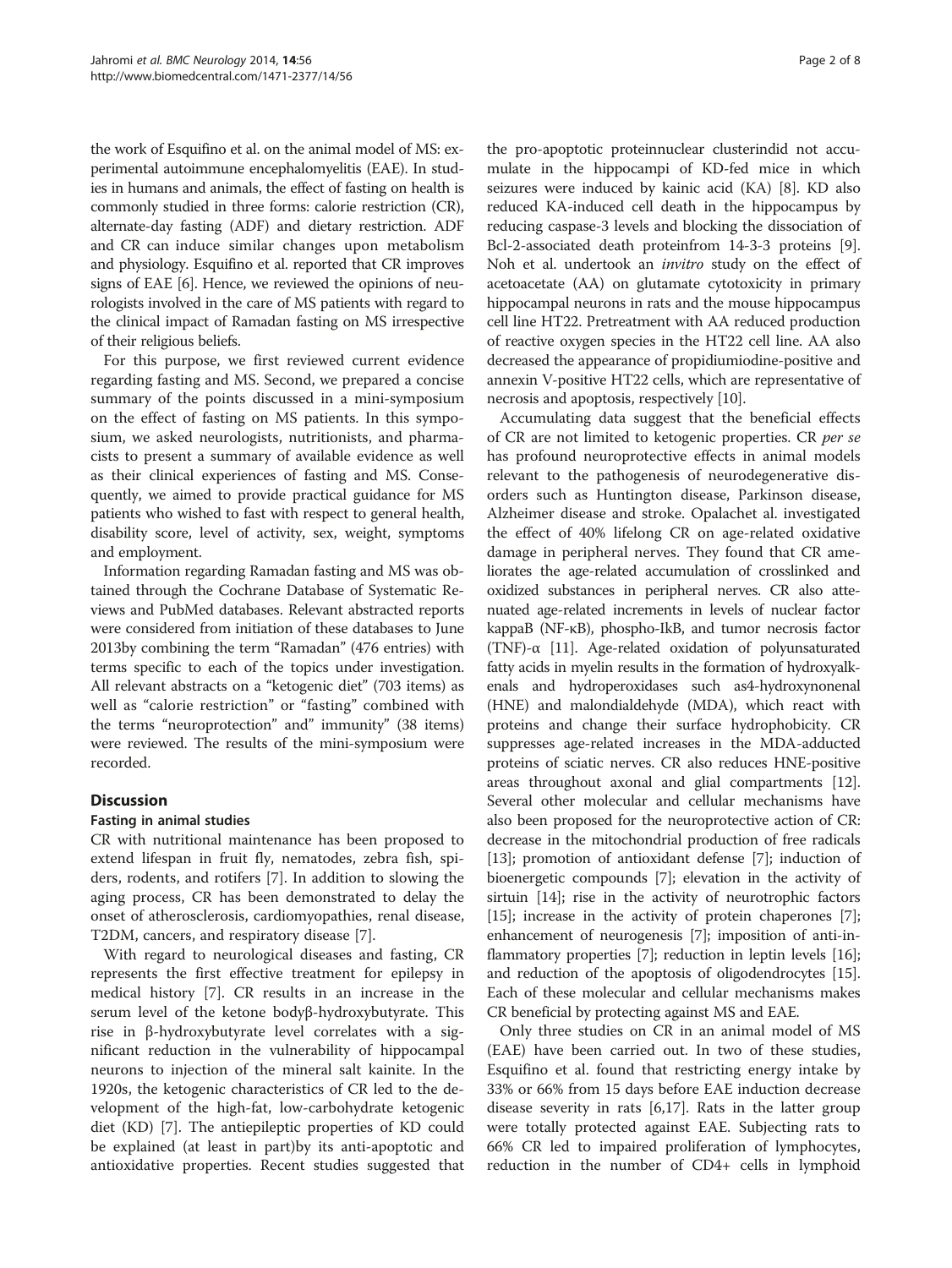the work of Esquifino et al. on the animal model of MS: experimental autoimmune encephalomyelitis (EAE). In studies in humans and animals, the effect of fasting on health is commonly studied in three forms: calorie restriction (CR), alternate-day fasting (ADF) and dietary restriction. ADF and CR can induce similar changes upon metabolism and physiology. Esquifino et al. reported that CR improves signs of EAE [6]. Hence, we reviewed the opinions of neurologists involved in the care of MS patients with regard to the clinical impact of Ramadan fasting on MS irrespective of their religious beliefs.

For this purpose, we first reviewed current evidence regarding fasting and MS. Second, we prepared a concise summary of the points discussed in a mini-symposium on the effect of fasting on MS patients. In this symposium, we asked neurologists, nutritionists, and pharmacists to present a summary of available evidence as well as their clinical experiences of fasting and MS. Consequently, we aimed to provide practical guidance for MS patients who wished to fast with respect to general health, disability score, level of activity, sex, weight, symptoms and employment.

Information regarding Ramadan fasting and MS was obtained through the Cochrane Database of Systematic Reviews and PubMed databases. Relevant abstracted reports were considered from initiation of these databases to June 2013by combining the term "Ramadan" (476 entries) with terms specific to each of the topics under investigation. All relevant abstracts on a "ketogenic diet" (703 items) as well as "calorie restriction" or "fasting" combined with the terms "neuroprotection" and" immunity" (38 items) were reviewed. The results of the mini-symposium were recorded.

## Discussion

### Fasting in animal studies

CR with nutritional maintenance has been proposed to extend lifespan in fruit fly, nematodes, zebra fish, spiders, rodents, and rotifers [7]. In addition to slowing the aging process, CR has been demonstrated to delay the onset of atherosclerosis, cardiomyopathies, renal disease, T2DM, cancers, and respiratory disease [7].

With regard to neurological diseases and fasting, CR represents the first effective treatment for epilepsy in medical history [7]. CR results in an increase in the serum level of the ketone bodyβ-hydroxybutyrate. This rise in β-hydroxybutyrate level correlates with a significant reduction in the vulnerability of hippocampal neurons to injection of the mineral salt kainite. In the 1920s, the ketogenic characteristics of CR led to the development of the high-fat, low-carbohydrate ketogenic diet (KD) [7]. The antiepileptic properties of KD could be explained (at least in part)by its anti-apoptotic and antioxidative properties. Recent studies suggested that the pro-apoptotic proteinnuclear clusterindid not accumulate in the hippocampi of KD-fed mice in which seizures were induced by kainic acid (KA) [8]. KD also reduced KA-induced cell death in the hippocampus by reducing caspase-3 levels and blocking the dissociation of Bcl-2-associated death proteinfrom 14-3-3 proteins [9]. Noh et al. undertook an *invitro* study on the effect of acetoacetate (AA) on glutamate cytotoxicity in primary hippocampal neurons in rats and the mouse hippocampus cell line HT22. Pretreatment with AA reduced production of reactive oxygen species in the HT22 cell line. AA also decreased the appearance of propidiumiodine-positive and annexin V-positive HT22 cells, which are representative of necrosis and apoptosis, respectively [10].

Accumulating data suggest that the beneficial effects of CR are not limited to ketogenic properties. CR *per se* has profound neuroprotective effects in animal models relevant to the pathogenesis of neurodegenerative disorders such as Huntington disease, Parkinson disease, Alzheimer disease and stroke. Opalachet al. investigated the effect of 40% lifelong CR on age-related oxidative damage in peripheral nerves. They found that CR ameliorates the age-related accumulation of crosslinked and oxidized substances in peripheral nerves. CR also attenuated age-related increments in levels of nuclear factor kappaB (NF-κB), phospho-IkB, and tumor necrosis factor (TNF)-α [11]. Age-related oxidation of polyunsaturated fatty acids in myelin results in the formation of hydroxyalkenals and hydroperoxidases such as4-hydroxynonenal (HNE) and malondialdehyde (MDA), which react with proteins and change their surface hydrophobicity. CR suppresses age-related increases in the MDA-adducted proteins of sciatic nerves. CR also reduces HNE-positive areas throughout axonal and glial compartments [12]. Several other molecular and cellular mechanisms have also been proposed for the neuroprotective action of CR: decrease in the mitochondrial production of free radicals [13]; promotion of antioxidant defense [7]; induction of bioenergetic compounds [7]; elevation in the activity of sirtuin [14]; rise in the activity of neurotrophic factors [15]; increase in the activity of protein chaperones [7]; enhancement of neurogenesis [7]; imposition of anti-inflammatory properties [7]; reduction in leptin levels [16]; and reduction of the apoptosis of oligodendrocytes [15]. Each of these molecular and cellular mechanisms makes CR beneficial by protecting against MS and EAE.

Only three studies on CR in an animal model of MS (EAE) have been carried out. In two of these studies, Esquifino et al. found that restricting energy intake by 33% or 66% from 15 days before EAE induction decrease disease severity in rats [6,17]. Rats in the latter group were totally protected against EAE. Subjecting rats to 66% CR led to impaired proliferation of lymphocytes, reduction in the number of CD4+ cells in lymphoid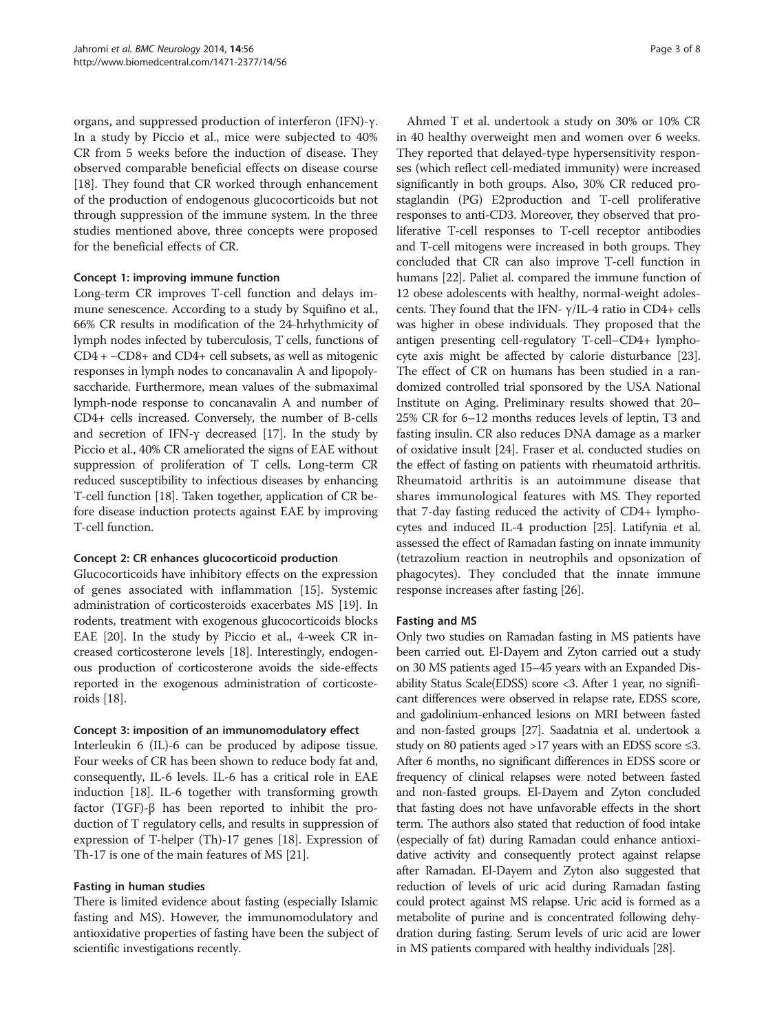organs, and suppressed production of interferon (IFN)-γ. In a study by Piccio et al., mice were subjected to 40% CR from 5 weeks before the induction of disease. They observed comparable beneficial effects on disease course [18]. They found that CR worked through enhancement of the production of endogenous glucocorticoids but not through suppression of the immune system. In the three studies mentioned above, three concepts were proposed for the beneficial effects of CR.

#### Concept 1: improving immune function

Long-term CR improves T-cell function and delays immune senescence. According to a study by Squifino et al., 66% CR results in modification of the 24-hrhythmicity of lymph nodes infected by tuberculosis, T cells, functions of CD4 + −CD8+ and CD4+ cell subsets, as well as mitogenic responses in lymph nodes to concanavalin A and lipopolysaccharide. Furthermore, mean values of the submaximal lymph-node response to concanavalin A and number of CD4+ cells increased. Conversely, the number of B-cells and secretion of IFN-γ decreased [17]. In the study by Piccio et al., 40% CR ameliorated the signs of EAE without suppression of proliferation of T cells. Long-term CR reduced susceptibility to infectious diseases by enhancing T-cell function [18]. Taken together, application of CR before disease induction protects against EAE by improving T-cell function.

#### Concept 2: CR enhances glucocorticoid production

Glucocorticoids have inhibitory effects on the expression of genes associated with inflammation [15]. Systemic administration of corticosteroids exacerbates MS [19]. In rodents, treatment with exogenous glucocorticoids blocks EAE [20]. In the study by Piccio et al., 4-week CR increased corticosterone levels [18]. Interestingly, endogenous production of corticosterone avoids the side-effects reported in the exogenous administration of corticosteroids [18].

#### Concept 3: imposition of an immunomodulatory effect

Interleukin 6 (IL)-6 can be produced by adipose tissue. Four weeks of CR has been shown to reduce body fat and, consequently, IL-6 levels. IL-6 has a critical role in EAE induction [18]. IL-6 together with transforming growth factor (TGF)-β has been reported to inhibit the production of T regulatory cells, and results in suppression of expression of T-helper (Th)-17 genes [18]. Expression of Th-17 is one of the main features of MS [21].

### Fasting in human studies

There is limited evidence about fasting (especially Islamic fasting and MS). However, the immunomodulatory and antioxidative properties of fasting have been the subject of scientific investigations recently.

Ahmed T et al. undertook a study on 30% or 10% CR in 40 healthy overweight men and women over 6 weeks. They reported that delayed-type hypersensitivity responses (which reflect cell-mediated immunity) were increased significantly in both groups. Also, 30% CR reduced prostaglandin (PG) E2production and T-cell proliferative responses to anti-CD3. Moreover, they observed that proliferative T-cell responses to T-cell receptor antibodies and T-cell mitogens were increased in both groups. They concluded that CR can also improve T-cell function in humans [22]. Paliet al. compared the immune function of 12 obese adolescents with healthy, normal-weight adolescents. They found that the IFN- γ/IL-4 ratio in CD4+ cells was higher in obese individuals. They proposed that the antigen presenting cell-regulatory T-cell–CD4+ lymphocyte axis might be affected by calorie disturbance [23]. The effect of CR on humans has been studied in a randomized controlled trial sponsored by the USA National Institute on Aging. Preliminary results showed that 20–25% CR for 6–12 months reduces levels of leptin, T3 and fasting insulin. CR also reduces DNA damage as a marker of oxidative insult [24]. Fraser et al. conducted studies on the effect of fasting on patients with rheumatoid arthritis. Rheumatoid arthritis is an autoimmune disease that shares immunological features with MS. They reported that 7-day fasting reduced the activity of CD4+ lymphocytes and induced IL-4 production [25]. Latifynia et al. assessed the effect of Ramadan fasting on innate immunity (tetrazolium reaction in neutrophils and opsonization of phagocytes). They concluded that the innate immune response increases after fasting [26].

### Fasting and MS

Only two studies on Ramadan fasting in MS patients have been carried out. El-Dayem and Zyton carried out a study on 30 MS patients aged 15–45 years with an Expanded Disability Status Scale(EDSS) score <3. After 1 year, no significant differences were observed in relapse rate, EDSS score, and gadolinium-enhanced lesions on MRI between fasted and non-fasted groups [27]. Saadatnia et al. undertook a study on 80 patients aged >17 years with an EDSS score ≤3. After 6 months, no significant differences in EDSS score or frequency of clinical relapses were noted between fasted and non-fasted groups. El-Dayem and Zyton concluded that fasting does not have unfavorable effects in the short term. The authors also stated that reduction of food intake (especially of fat) during Ramadan could enhance antioxidative activity and consequently protect against relapse after Ramadan. El-Dayem and Zyton also suggested that reduction of levels of uric acid during Ramadan fasting could protect against MS relapse. Uric acid is formed as a metabolite of purine and is concentrated following dehydration during fasting. Serum levels of uric acid are lower in MS patients compared with healthy individuals [28].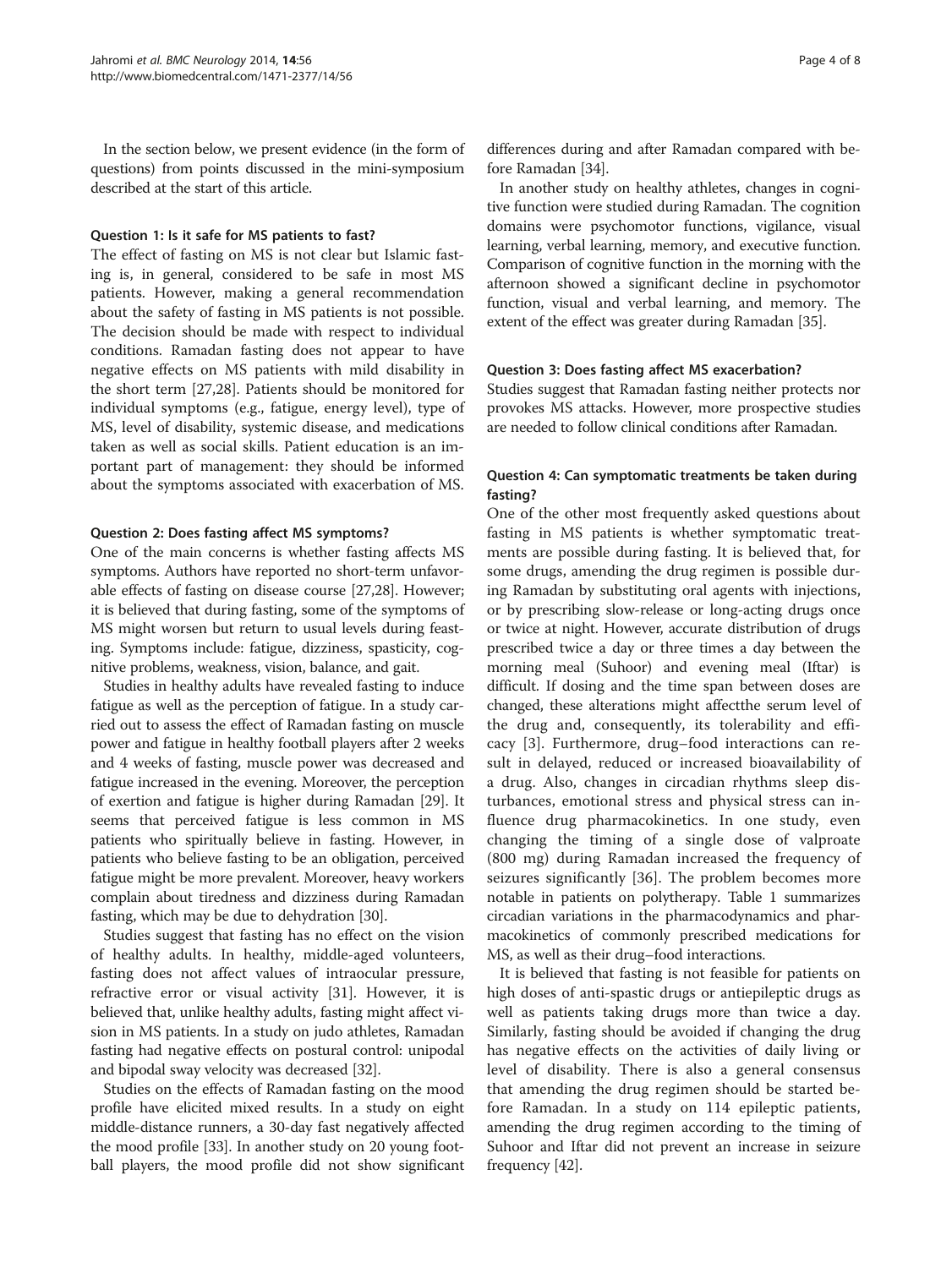In the section below, we present evidence (in the form of questions) from points discussed in the mini-symposium described at the start of this article.

### Question 1: Is it safe for MS patients to fast?

The effect of fasting on MS is not clear but Islamic fasting is, in general, considered to be safe in most MS patients. However, making a general recommendation about the safety of fasting in MS patients is not possible. The decision should be made with respect to individual conditions. Ramadan fasting does not appear to have negative effects on MS patients with mild disability in the short term [27,28]. Patients should be monitored for individual symptoms (e.g., fatigue, energy level), type of MS, level of disability, systemic disease, and medications taken as well as social skills. Patient education is an important part of management: they should be informed about the symptoms associated with exacerbation of MS.

### Question 2: Does fasting affect MS symptoms?

One of the main concerns is whether fasting affects MS symptoms. Authors have reported no short-term unfavorable effects of fasting on disease course [27,28]. However; it is believed that during fasting, some of the symptoms of MS might worsen but return to usual levels during feasting. Symptoms include: fatigue, dizziness, spasticity, cognitive problems, weakness, vision, balance, and gait.

Studies in healthy adults have revealed fasting to induce fatigue as well as the perception of fatigue. In a study carried out to assess the effect of Ramadan fasting on muscle power and fatigue in healthy football players after 2 weeks and 4 weeks of fasting, muscle power was decreased and fatigue increased in the evening. Moreover, the perception of exertion and fatigue is higher during Ramadan [29]. It seems that perceived fatigue is less common in MS patients who spiritually believe in fasting. However, in patients who believe fasting to be an obligation, perceived fatigue might be more prevalent. Moreover, heavy workers complain about tiredness and dizziness during Ramadan fasting, which may be due to dehydration [30].

Studies suggest that fasting has no effect on the vision of healthy adults. In healthy, middle-aged volunteers, fasting does not affect values of intraocular pressure, refractive error or visual activity [31]. However, it is believed that, unlike healthy adults, fasting might affect vision in MS patients. In a study on judo athletes, Ramadan fasting had negative effects on postural control: unipodal and bipodal sway velocity was decreased [32].

Studies on the effects of Ramadan fasting on the mood profile have elicited mixed results. In a study on eight middle-distance runners, a 30-day fast negatively affected the mood profile [33]. In another study on 20 young football players, the mood profile did not show significant differences during and after Ramadan compared with before Ramadan [34].

In another study on healthy athletes, changes in cognitive function were studied during Ramadan. The cognition domains were psychomotor functions, vigilance, visual learning, verbal learning, memory, and executive function. Comparison of cognitive function in the morning with the afternoon showed a significant decline in psychomotor function, visual and verbal learning, and memory. The extent of the effect was greater during Ramadan [35].

### Question 3: Does fasting affect MS exacerbation?

Studies suggest that Ramadan fasting neither protects nor provokes MS attacks. However, more prospective studies are needed to follow clinical conditions after Ramadan.

### Question 4: Can symptomatic treatments be taken during fasting?

One of the other most frequently asked questions about fasting in MS patients is whether symptomatic treatments are possible during fasting. It is believed that, for some drugs, amending the drug regimen is possible during Ramadan by substituting oral agents with injections, or by prescribing slow-release or long-acting drugs once or twice at night. However, accurate distribution of drugs prescribed twice a day or three times a day between the morning meal (Suhoor) and evening meal (Iftar) is difficult. If dosing and the time span between doses are changed, these alterations might affectthe serum level of the drug and, consequently, its tolerability and efficacy [3]. Furthermore, drug–food interactions can result in delayed, reduced or increased bioavailability of a drug. Also, changes in circadian rhythms sleep disturbances, emotional stress and physical stress can influence drug pharmacokinetics. In one study, even changing the timing of a single dose of valproate (800 mg) during Ramadan increased the frequency of seizures significantly [36]. The problem becomes more notable in patients on polytherapy. Table 1 summarizes circadian variations in the pharmacodynamics and pharmacokinetics of commonly prescribed medications for MS, as well as their drug–food interactions.

It is believed that fasting is not feasible for patients on high doses of anti-spastic drugs or antiepileptic drugs as well as patients taking drugs more than twice a day. Similarly, fasting should be avoided if changing the drug has negative effects on the activities of daily living or level of disability. There is also a general consensus that amending the drug regimen should be started before Ramadan. In a study on 114 epileptic patients, amending the drug regimen according to the timing of Suhoor and Iftar did not prevent an increase in seizure frequency [42].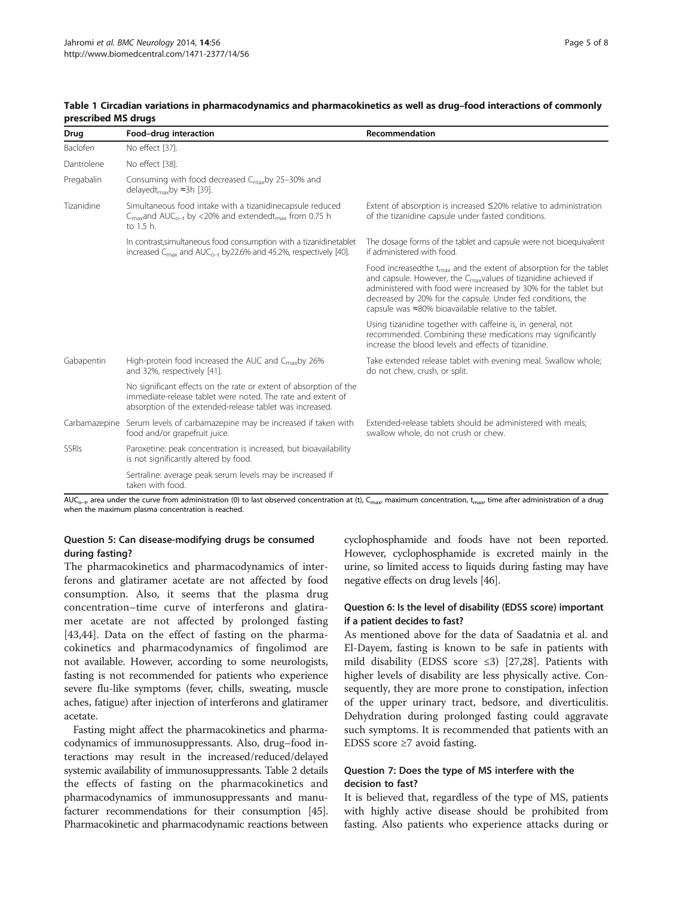**Table 1 Circadian variations in pharmacodynamics and pharmacokinetics as well as drug–food interactions of commonly prescribed MS drugs**

| Drug | Food–drug interaction | Recommendation |
|---|---|---|
| Baclofen | No effect [37]. | |
| Dantrolene | No effect [38]. | |
| Pregabalin | Consuming with food decreased $C_{max}$by 25–30% and delayed$t_{max}$by ≈3h [39]. | |
| Tizanidine | Simultaneous food intake with a tizanidinecapsule reduced $C_{max}$and $AUC_{o-t}$ by <20% and extended$t_{max}$ from 0.75 h to 1.5 h. | Extent of absorption is increased ≤20% relative to administration of the tizanidine capsule under fasted conditions. |
| | In contrast,simultaneous food consumption with a tizanidinetablet increased $C_{max}$ and $AUC_{o-t}$ by22.6% and 45.2%, respectively [40]. | The dosage forms of the tablet and capsule were not bioequivalent if administered with food. |
| | | Food increasedthe $t_{max}$ and the extent of absorption for the tablet and capsule. However, the $C_{max}$values of tizanidine achieved if administered with food were increased by 30% for the tablet but decreased by 20% for the capsule. Under fed conditions, the capsule was ≈80% bioavailable relative to the tablet. |
| | | Using tizanidine together with caffeine is, in general, not recommended. Combining these medications may significantly increase the blood levels and effects of tizanidine. |
| Gabapentin | High-protein food increased the AUC and $C_{max}$by 26% and 32%, respectively [41]. | Take extended release tablet with evening meal. Swallow whole; do not chew, crush, or split. |
| | No significant effects on the rate or extent of absorption of the immediate-release tablet were noted. The rate and extent of absorption of the extended-release tablet was increased. | |
| Carbamazepine | Serum levels of carbamazepine may be increased if taken with food and/or grapefruit juice. | Extended-release tablets should be administered with meals; swallow whole, do not crush or chew. |
| SSRIs | Paroxetine: peak concentration is increased, but bioavailability is not significantly altered by food. | |
| | Sertraline: average peak serum levels may be increased if taken with food. | |

$AUC_{o-t}$, area under the curve from administration (0) to last observed concentration at (t), $C_{max}$, maximum concentration, $t_{max}$, time after administration of a drug when the maximum plasma concentration is reached.

### Question 5: Can disease-modifying drugs be consumed during fasting?

The pharmacokinetics and pharmacodynamics of interferons and glatiramer acetate are not affected by food consumption. Also, it seems that the plasma drug concentration–time curve of interferons and glatiramer acetate are not affected by prolonged fasting [43,44]. Data on the effect of fasting on the pharmacokinetics and pharmacodynamics of fingolimod are not available. However, according to some neurologists, fasting is not recommended for patients who experience severe flu-like symptoms (fever, chills, sweating, muscle aches, fatigue) after injection of interferons and glatiramer acetate.

Fasting might affect the pharmacokinetics and pharmacodynamics of immunosuppressants. Also, drug–food interactions may result in the increased/reduced/delayed systemic availability of immunosuppressants. Table 2 details the effects of fasting on the pharmacokinetics and pharmacodynamics of immunosuppressants and manufacturer recommendations for their consumption [45]. Pharmacokinetic and pharmacodynamic reactions between cyclophosphamide and foods have not been reported. However, cyclophosphamide is excreted mainly in the urine, so limited access to liquids during fasting may have negative effects on drug levels [46].

### Question 6: Is the level of disability (EDSS score) important if a patient decides to fast?

As mentioned above for the data of Saadatnia et al. and El-Dayem, fasting is known to be safe in patients with mild disability (EDSS score ≤3) [27,28]. Patients with higher levels of disability are less physically active. Consequently, they are more prone to constipation, infection of the upper urinary tract, bedsore, and diverticulitis. Dehydration during prolonged fasting could aggravate such symptoms. It is recommended that patients with an EDSS score ≥7 avoid fasting.

### Question 7: Does the type of MS interfere with the decision to fast?

It is believed that, regardless of the type of MS, patients with highly active disease should be prohibited from fasting. Also patients who experience attacks during or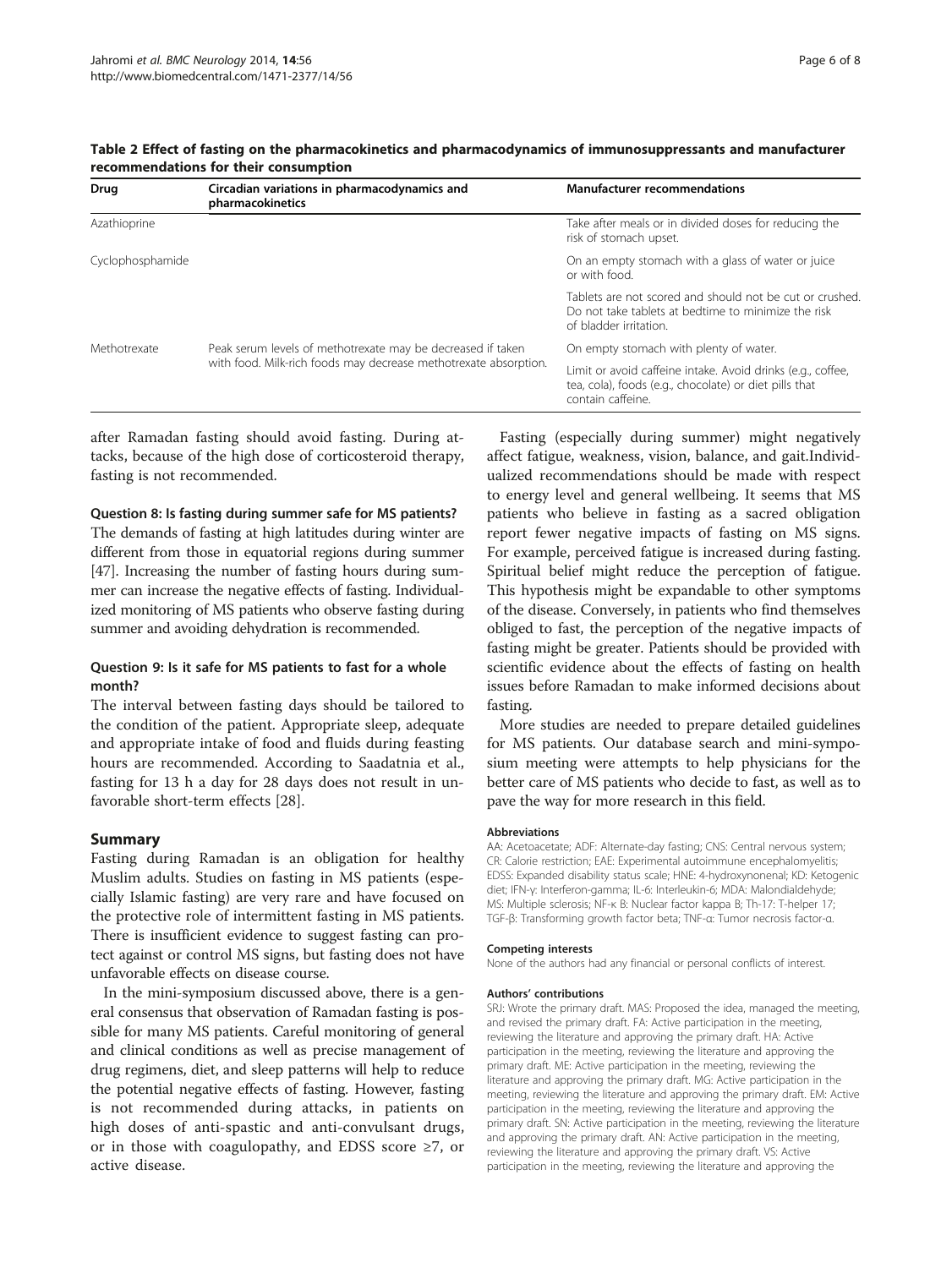**Table 2 Effect of fasting on the pharmacokinetics and pharmacodynamics of immunosuppressants and manufacturer recommendations for their consumption**

| Drug | Circadian variations in pharmacodynamics and pharmacokinetics | Manufacturer recommendations |
|---|---|---|
| Azathioprine | | Take after meals or in divided doses for reducing the risk of stomach upset. |
| Cyclophosphamide | | On an empty stomach with a glass of water or juice or with food. |
| | | Tablets are not scored and should not be cut or crushed. Do not take tablets at bedtime to minimize the risk of bladder irritation. |
| Methotrexate | Peak serum levels of methotrexate may be decreased if taken with food. Milk-rich foods may decrease methotrexate absorption. | On empty stomach with plenty of water. |
| | | Limit or avoid caffeine intake. Avoid drinks (e.g., coffee, tea, cola), foods (e.g., chocolate) or diet pills that contain caffeine. |

after Ramadan fasting should avoid fasting. During attacks, because of the high dose of corticosteroid therapy, fasting is not recommended.

#### Question 8: Is fasting during summer safe for MS patients?

The demands of fasting at high latitudes during winter are different from those in equatorial regions during summer [47]. Increasing the number of fasting hours during summer can increase the negative effects of fasting. Individualized monitoring of MS patients who observe fasting during summer and avoiding dehydration is recommended.

#### Question 9: Is it safe for MS patients to fast for a whole month?

The interval between fasting days should be tailored to the condition of the patient. Appropriate sleep, adequate and appropriate intake of food and fluids during feasting hours are recommended. According to Saadatnia et al., fasting for 13 h a day for 28 days does not result in unfavorable short-term effects [28].

## Summary

Fasting during Ramadan is an obligation for healthy Muslim adults. Studies on fasting in MS patients (especially Islamic fasting) are very rare and have focused on the protective role of intermittent fasting in MS patients. There is insufficient evidence to suggest fasting can protect against or control MS signs, but fasting does not have unfavorable effects on disease course.

In the mini-symposium discussed above, there is a general consensus that observation of Ramadan fasting is possible for many MS patients. Careful monitoring of general and clinical conditions as well as precise management of drug regimens, diet, and sleep patterns will help to reduce the potential negative effects of fasting. However, fasting is not recommended during attacks, in patients on high doses of anti-spastic and anti-convulsant drugs, or in those with coagulopathy, and EDSS score ≥7, or active disease.

Fasting (especially during summer) might negatively affect fatigue, weakness, vision, balance, and gait.Individualized recommendations should be made with respect to energy level and general wellbeing. It seems that MS patients who believe in fasting as a sacred obligation report fewer negative impacts of fasting on MS signs. For example, perceived fatigue is increased during fasting. Spiritual belief might reduce the perception of fatigue. This hypothesis might be expandable to other symptoms of the disease. Conversely, in patients who find themselves obliged to fast, the perception of the negative impacts of fasting might be greater. Patients should be provided with scientific evidence about the effects of fasting on health issues before Ramadan to make informed decisions about fasting.

More studies are needed to prepare detailed guidelines for MS patients. Our database search and mini-symposium meeting were attempts to help physicians for the better care of MS patients who decide to fast, as well as to pave the way for more research in this field.

#### Abbreviations

AA: Acetoacetate; ADF: Alternate-day fasting; CNS: Central nervous system; CR: Calorie restriction; EAE: Experimental autoimmune encephalomyelitis; EDSS: Expanded disability status scale; HNE: 4-hydroxynonenal; KD: Ketogenic diet; IFN-γ: Interferon-gamma; IL-6: Interleukin-6; MDA: Malondialdehyde; MS: Multiple sclerosis; NF-κ B: Nuclear factor kappa B; Th-17: T-helper 17; TGF-β: Transforming growth factor beta; TNF-α: Tumor necrosis factor-α.

#### Competing interests

None of the authors had any financial or personal conflicts of interest.

#### Authors' contributions

SRJ: Wrote the primary draft. MAS: Proposed the idea, managed the meeting, and revised the primary draft. FA: Active participation in the meeting, reviewing the literature and approving the primary draft. HA: Active participation in the meeting, reviewing the literature and approving the primary draft. ME: Active participation in the meeting, reviewing the literature and approving the primary draft. MG: Active participation in the meeting, reviewing the literature and approving the primary draft. EM: Active participation in the meeting, reviewing the literature and approving the primary draft. SN: Active participation in the meeting, reviewing the literature and approving the primary draft. AN: Active participation in the meeting, reviewing the literature and approving the primary draft. VS: Active participation in the meeting, reviewing the literature and approving the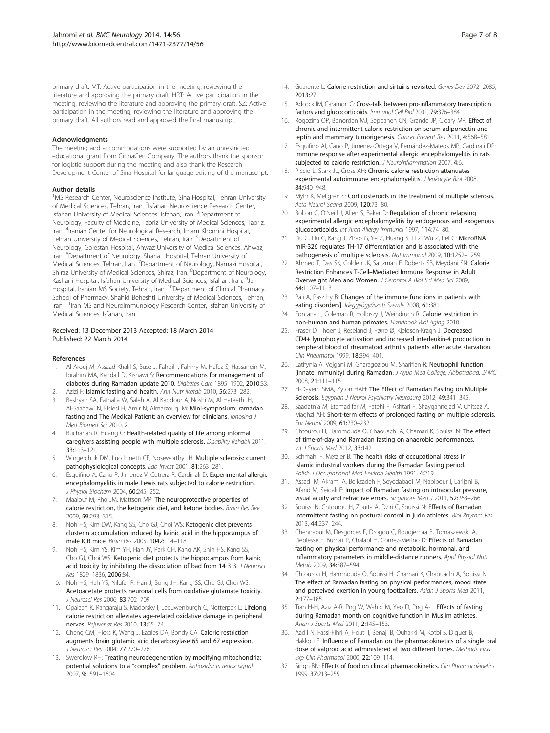primary draft. MT: Active participation in the meeting, reviewing the literature and approving the primary draft. HRT: Active participation in the meeting, reviewing the literature and approving the primary draft. SZ: Active participation in the meeting, reviewing the literature and approving the primary draft. All authors read and approved the final manuscript.

#### Acknowledgments

The meeting and accommodations were supported by an unrestricted educational grant from CinnaGen Company. The authors thank the sponsor for logistic support during the meeting and also thank the Research Development Center of Sina Hospital for language editing of the manuscript.

#### Author details

[1]MS Research Center, Neuroscience Institute, Sina Hospital, Tehran University of Medical Sciences, Tehran, Iran. [2]Isfahan Neuroscience Research Center, Isfahan University of Medical Sciences, Isfahan, Iran. [3]Department of Neurology, Faculty of Medicine, Tabriz University of Medical Sciences, Tabriz, Iran. [4]Iranian Center for Neurological Research, Imam Khomini Hospital, Tehran University of Medical Sciences, Tehran, Iran. [5]Department of Neurology, Golestan Hospital, Ahwaz University of Medical Sciences, Ahwaz, Iran. [6]Department of Neurology, Shariati Hospital, Tehran University of Medical Sciences, Tehran, Iran. [7]Department of Neurology, Namazi Hospital, Shiraz University of Medical Sciences, Shiraz, Iran. [8]Department of Neurology, Kashani Hospital, Isfahan University of Medical Sciences, Isfahan, Iran. [9]Jam Hospital, Iranian MS Society, Tehran, Iran. [10]Department of Clinical Pharmacy, School of Pharmacy, Shahid Beheshti University of Medical Sciences, Tehran, Iran. [11]Iran MS and Neuroimmunology Research Center, Isfahan University of Medical Sciences, Isfahan, Iran.

Received: 13 December 2013 Accepted: 18 March 2014
Published: 22 March 2014

#### References

1. Al-Arouj M, Assaad-Khalil S, Buse J, Fahdil I, Fahmy M, Hafez S, Hassanein M, Ibrahim MA, Kendall D, Kishawi S: **Recommendations for management of diabetes during Ramadan update 2010.** *Diabetes Care* 1895–1902, 2010:33.
2. Azizi F: **Islamic fasting and health.** *Ann Nutr Metab* 2010, 56:273–282.
3. Beshyah SA, Fathalla W, Saleh A, Al Kaddour A, Noshi M, Al Hateethi H, Al-Saadawi N, Elsiesi H, Amir N, Almarzouqi M: **Mini-symposium: ramadan fasting and The Medical Patient: an overview for clinicians.** *Ibnosina J Med Biomed Sci* 2010, 2.
4. Buchanan R, Huang C: **Health-related quality of life among informal caregivers assisting people with multiple sclerosis.** *Disability Rehabil* 2011, 33:113–121.
5. Wingerchuk DM, Lucchinetti CF, Noseworthy JH: **Multiple sclerosis: current pathophysiological concepts.** *Lab Invest* 2001, 81:263–281.
6. Esquifino A, Cano P, Jimenez V, Cutrera R, Cardinali D: **Experimental allergic encephalomyelitis in male Lewis rats subjected to calorie restriction.** *J Physiol Biochem* 2004, 60:245–252.
7. Maalouf M, Rho JM, Mattson MP: **The neuroprotective properties of calorie restriction, the ketogenic diet, and ketone bodies.** *Brain Res Rev* 2009, 59:293–315.
8. Noh HS, Kim DW, Kang SS, Cho GJ, Choi WS: **Ketogenic diet prevents clusterin accumulation induced by kainic acid in the hippocampus of male ICR mice.** *Brain Res* 2005, 1042:114–118.
9. Noh HS, Kim YS, Kim YH, Han JY, Park CH, Kang AK, Shin HS, Kang SS, Cho GJ, Choi WS: **Ketogenic diet protects the hippocampus from kainic acid toxicity by inhibiting the dissociation of bad from 14-3-3.** *J Neurosci Res* 1829–1836, 2006:84.
10. Noh HS, Hah YS, Nilufar R, Han J, Bong JH, Kang SS, Cho GJ, Choi WS: **Acetoacetate protects neuronal cells from oxidative glutamate toxicity.** *J Neurosci Res* 2006, 83:702–709.
11. Opalach K, Rangaraju S, Madorsky I, Leeuwenburgh C, Notterpek L: **Lifelong calorie restriction alleviates age-related oxidative damage in peripheral nerves.** *Rejuvenat Res* 2010, 13:65–74.
12. Cheng CM, Hicks K, Wang J, Eagles DA, Bondy CA: **Caloric restriction augments brain glutamic acid decarboxylase-65 and-67 expression.** *J Neurosci Res* 2004, 77:270–276.
13. Swerdlow RH: **Treating neurodegeneration by modifying mitochondria: potential solutions to a "complex" problem.** *Antioxidants redox signal* 2007, 9:1591–1604.
14. Guarente L: **Calorie restriction and sirtuins revisited.** *Genes Dev* 2072–2085, 2013:27.
15. Adcock IM, Caramori G: **Cross-talk between pro-inflammatory transcription factors and glucocorticoids.** *Immunol Cell Biol* 2001, 79:376–384.
16. Rogozina OP, Bonorden MJ, Seppanen CN, Grande JP, Cleary MP: **Effect of chronic and intermittent calorie restriction on serum adiponectin and leptin and mammary tumorigenesis.** *Cancer Prevent Res* 2011, 4:568–581.
17. Esquifino AI, Cano P, Jimenez-Ortega V, Fernández-Mateos MP, Cardinali DP: **Immune response after experimental allergic encephalomyelitis in rats subjected to calorie restriction.** *J Neuroinflammation* 2007, 4:6.
18. Piccio L, Stark JL, Cross AH: **Chronic calorie restriction attenuates experimental autoimmune encephalomyelitis.** *J Leukocyte Biol* 2008, 84:940–948.
19. Myhr K, Mellgren S: **Corticosteroids in the treatment of multiple sclerosis.** *Acta Neurol Scand* 2009, 120:73–80.
20. Bolton C, O'Neill J, Allen S, Baker D: **Regulation of chronic relapsing experimental allergic encephalomyelitis by endogenous and exogenous glucocorticoids.** *Int Arch Allergy Immunol* 1997, 114:74–80.
21. Du C, Liu C, Kang J, Zhao G, Ye Z, Huang S, Li Z, Wu Z, Pei G: **MicroRNA miR-326 regulates TH-17 differentiation and is associated with the pathogenesis of multiple sclerosis.** *Nat Immunol* 2009, 10:1252–1259.
22. Ahmed T, Das SK, Golden JK, Saltzman E, Roberts SB, Meydani SN: **Calorie Restriction Enhances T-Cell–Mediated Immune Response in Adult Overweight Men and Women.** *J Gerontol A Biol Sci Med Sci* 2009, 64:1107–1113.
23. Pali A, Paszthy B: **Changes of the immune functions in patients with eating disorders].** *Ideggyógyászati Szemle* 2008, 61:381.
24. Fontana L, Coleman R, Holloszy J, Weindruch R: **Calorie restriction in non-human and human primates.** *Handbook Biol Aging* 2010.
25. Fraser D, Thoen J, Reseland J, Førre Ø, Kjeldsen-Kragh J: **Decreased CD4+ lymphocyte activation and increased interleukin-4 production in peripheral blood of rheumatoid arthritis patients after acute starvation.** *Clin Rheumatol* 1999, 18:394–401.
26. Latifynia A, Vojgani M, Gharagozlou M, Sharifian R: **Neutrophil function (innate immunity) during Ramadan.** *J Ayub Med College, Abbottabad: JAMC* 2008, 21:111–115.
27. El-Dayem SMA, Zyton HAH: **The Effect of Ramadan Fasting on Multiple Sclerosis.** *Egyptian J Neurol Psychiatry Neurosurg* 2012, 49:341–345.
28. Saadatnia M, Etemadifar M, Fatehi F, Ashtari F, Shaygannejad V, Chitsaz A, Maghzi AH: **Short-term effects of prolonged fasting on multiple sclerosis.** *Eur Neurol* 2009, 61:230–232.
29. Chtourou H, Hammouda O, Chaouachi A, Chamari K, Souissi N: **The effect of time-of-day and Ramadan fasting on anaerobic performances.** *Int J Sports Med* 2012, 33:142.
30. Schmahl F, Metzler B: **The health risks of occupational stress in islamic industrial workers during the Ramadan fasting period.** *Polish J Occupational Med Environ Health* 1991, 4:219.
31. Assadi M, Akrami A, Beikzadeh F, Seyedabadi M, Nabipour I, Larijani B, Afarid M, Seidali E: **Impact of Ramadan fasting on intraocular pressure, visual acuity and refractive errors.** *Singapore Med J* 2011, 52:263–266.
32. Souissi N, Chtourou H, Zouita A, Dziri C, Souissi N: **Effects of Ramadan intermittent fasting on postural control in judo athletes.** *Biol Rhythm Res* 2013, 44:237–244.
33. Chennaoui M, Desgorces F, Drogou C, Boudjemaa B, Tomaszewski A, Depiesse F, Burnat P, Chalabi H, Gomez-Merino D: **Effects of Ramadan fasting on physical performance and metabolic, hormonal, and inflammatory parameters in middle-distance runners.** *Appl Physiol Nutr Metab* 2009, 34:587–594.
34. Chtourou H, Hammouda O, Souissi H, Chamari K, Chaouachi A, Souissi N: **The effect of Ramadan fasting on physical performances, mood state and perceived exertion in young footballers.** *Asian J Sports Med* 2011, 2:177–185.
35. Tian H-H, Aziz A-R, Png W, Wahid M, Yeo D, Png A-L: **Effects of fasting during Ramadan month on cognitive function in Muslim athletes.** *Asian J Sports Med* 2011, 2:145–153.
36. Aadil N, Fassi-Fihri A, Houti I, Benaji B, Ouhakki M, Kotbi S, Diquet B, Hakkou F: **Influence of Ramadan on the pharmacokinetics of a single oral dose of valproic acid administered at two different times.** *Methods Find Exp Clin Pharmacol* 2000, 22:109–114.
37. Singh BN: **Effects of food on clinical pharmacokinetics.** *Clin Pharmacokinetics* 1999, 37:213–255.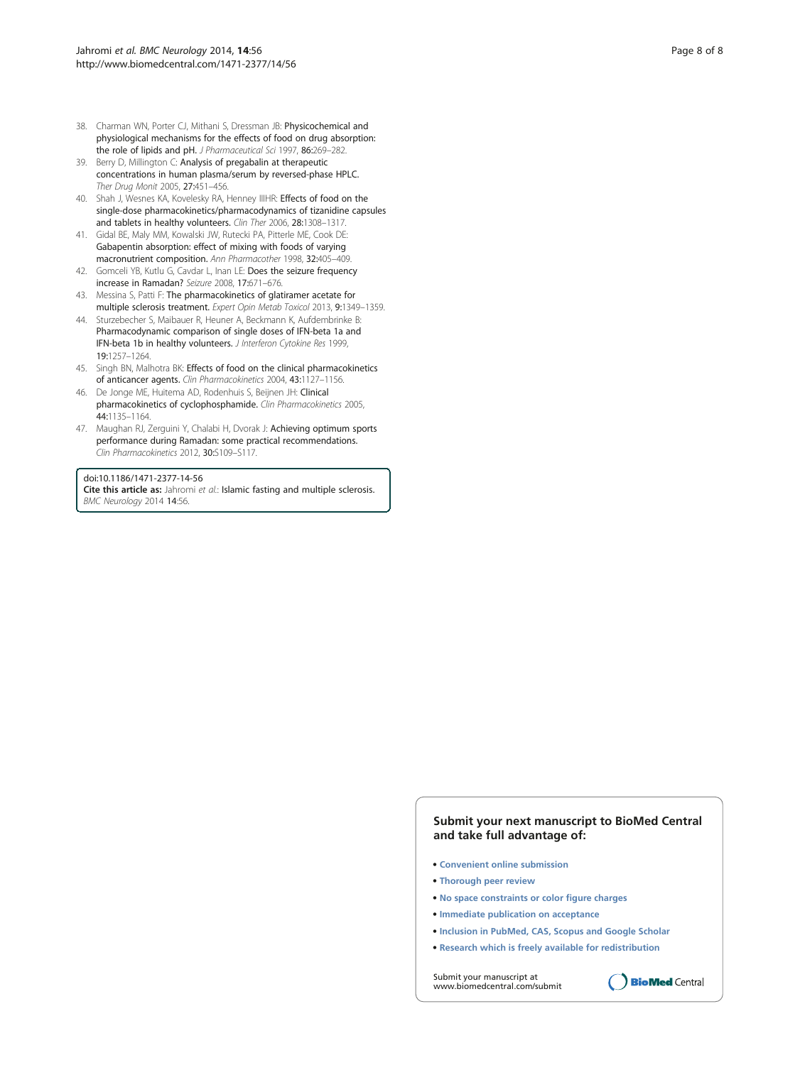38. Charman WN, Porter CJ, Mithani S, Dressman JB: **Physicochemical and physiological mechanisms for the effects of food on drug absorption: the role of lipids and pH.** *J Pharmaceutical Sci* 1997, **86:**269–282.
39. Berry D, Millington C: **Analysis of pregabalin at therapeutic concentrations in human plasma/serum by reversed-phase HPLC.** *Ther Drug Monit* 2005, **27:**451–456.
40. Shah J, Wesnes KA, Kovelesky RA, Henney IIIHR: **Effects of food on the single-dose pharmacokinetics/pharmacodynamics of tizanidine capsules and tablets in healthy volunteers.** *Clin Ther* 2006, **28:**1308–1317.
41. Gidal BE, Maly MM, Kowalski JW, Rutecki PA, Pitterle ME, Cook DE: **Gabapentin absorption: effect of mixing with foods of varying macronutrient composition.** *Ann Pharmacother* 1998, **32:**405–409.
42. Gomceli YB, Kutlu G, Cavdar L, Inan LE: **Does the seizure frequency increase in Ramadan?** *Seizure* 2008, **17:**671–676.
43. Messina S, Patti F: **The pharmacokinetics of glatiramer acetate for multiple sclerosis treatment.** *Expert Opin Metab Toxicol* 2013, **9:**1349–1359.
44. Sturzebecher S, Maibauer R, Heuner A, Beckmann K, Aufdembrinke B: **Pharmacodynamic comparison of single doses of IFN-beta 1a and IFN-beta 1b in healthy volunteers.** *J Interferon Cytokine Res* 1999, **19:**1257–1264.
45. Singh BN, Malhotra BK: **Effects of food on the clinical pharmacokinetics of anticancer agents.** *Clin Pharmacokinetics* 2004, **43:**1127–1156.
46. De Jonge ME, Huitema AD, Rodenhuis S, Beijnen JH: **Clinical pharmacokinetics of cyclophosphamide.** *Clin Pharmacokinetics* 2005, **44:**1135–1164.
47. Maughan RJ, Zerguini Y, Chalabi H, Dvorak J: **Achieving optimum sports performance during Ramadan: some practical recommendations.** *Clin Pharmacokinetics* 2012, **30:**S109–S117.

doi:10.1186/1471-2377-14-56
**Cite this article as:** Jahromi *et al.*: Islamic fasting and multiple sclerosis. *BMC Neurology* 2014 **14**:56.